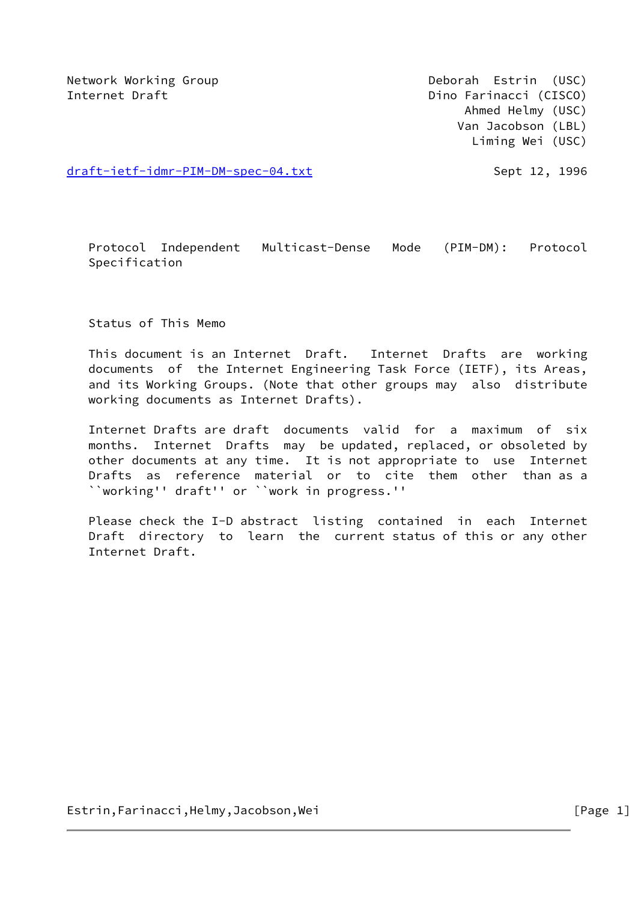Network Working Group Deborah Estrin (USC)
Internet Draft Dino Farinacci (CISCO)
Ahmed Helmy (USC)
Van Jacobson (LBL)
Liming Wei (USC)

draft-ietf-idmr-PIM-DM-spec-04.txt Sept 12, 1996

# Protocol Independent Multicast-Dense Mode (PIM-DM): Protocol Specification

## Status of This Memo

This document is an Internet Draft. Internet Drafts are working documents of the Internet Engineering Task Force (IETF), its Areas, and its Working Groups. (Note that other groups may also distribute working documents as Internet Drafts).

Internet Drafts are draft documents valid for a maximum of six months. Internet Drafts may be updated, replaced, or obsoleted by other documents at any time. It is not appropriate to use Internet Drafts as reference material or to cite them other than as a ``working'' draft'' or ``work in progress.''

Please check the I-D abstract listing contained in each Internet Draft directory to learn the current status of this or any other Internet Draft.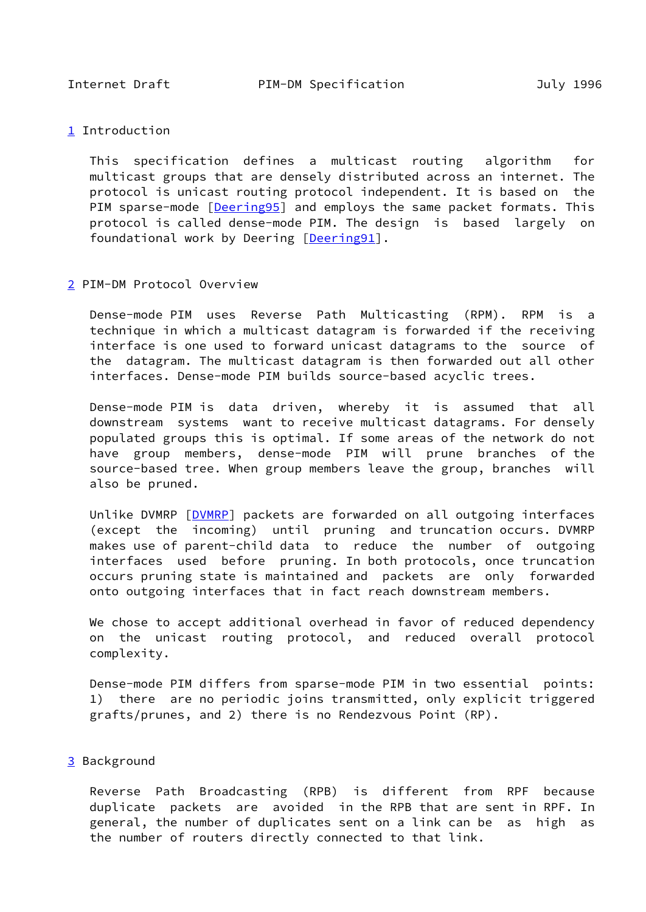# 1 Introduction

This specification defines a multicast routing algorithm for multicast groups that are densely distributed across an internet. The protocol is unicast routing protocol independent. It is based on the PIM sparse-mode [Deering95] and employs the same packet formats. This protocol is called dense-mode PIM. The design is based largely on foundational work by Deering [Deering91].

# 2 PIM-DM Protocol Overview

Dense-mode PIM uses Reverse Path Multicasting (RPM). RPM is a technique in which a multicast datagram is forwarded if the receiving interface is one used to forward unicast datagrams to the source of the datagram. The multicast datagram is then forwarded out all other interfaces. Dense-mode PIM builds source-based acyclic trees.

Dense-mode PIM is data driven, whereby it is assumed that all downstream systems want to receive multicast datagrams. For densely populated groups this is optimal. If some areas of the network do not have group members, dense-mode PIM will prune branches of the source-based tree. When group members leave the group, branches will also be pruned.

Unlike DVMRP [DVMRP] packets are forwarded on all outgoing interfaces (except the incoming) until pruning and truncation occurs. DVMRP makes use of parent-child data to reduce the number of outgoing interfaces used before pruning. In both protocols, once truncation occurs pruning state is maintained and packets are only forwarded onto outgoing interfaces that in fact reach downstream members.

We chose to accept additional overhead in favor of reduced dependency on the unicast routing protocol, and reduced overall protocol complexity.

Dense-mode PIM differs from sparse-mode PIM in two essential points: 1) there are no periodic joins transmitted, only explicit triggered grafts/prunes, and 2) there is no Rendezvous Point (RP).

# 3 Background

Reverse Path Broadcasting (RPB) is different from RPF because duplicate packets are avoided in the RPB that are sent in RPF. In general, the number of duplicates sent on a link can be as high as the number of routers directly connected to that link.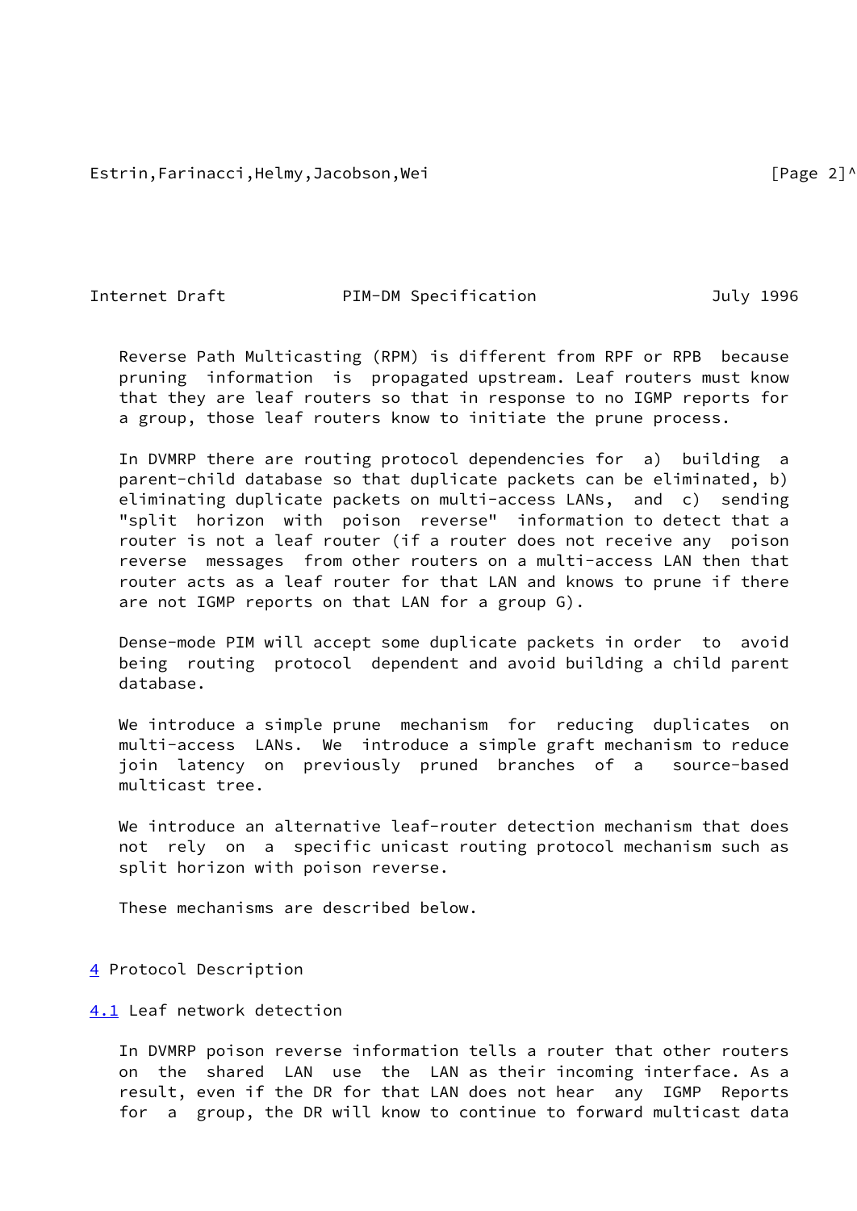Reverse Path Multicasting (RPM) is different from RPF or RPB because pruning information is propagated upstream. Leaf routers must know that they are leaf routers so that in response to no IGMP reports for a group, those leaf routers know to initiate the prune process.

In DVMRP there are routing protocol dependencies for a) building a parent-child database so that duplicate packets can be eliminated, b) eliminating duplicate packets on multi-access LANs, and c) sending "split horizon with poison reverse" information to detect that a router is not a leaf router (if a router does not receive any poison reverse messages from other routers on a multi-access LAN then that router acts as a leaf router for that LAN and knows to prune if there are not IGMP reports on that LAN for a group G).

Dense-mode PIM will accept some duplicate packets in order to avoid being routing protocol dependent and avoid building a child parent database.

We introduce a simple prune mechanism for reducing duplicates on multi-access LANs. We introduce a simple graft mechanism to reduce join latency on previously pruned branches of a source-based multicast tree.

We introduce an alternative leaf-router detection mechanism that does not rely on a specific unicast routing protocol mechanism such as split horizon with poison reverse.

These mechanisms are described below.

# 4 Protocol Description

## 4.1 Leaf network detection

In DVMRP poison reverse information tells a router that other routers on the shared LAN use the LAN as their incoming interface. As a result, even if the DR for that LAN does not hear any IGMP Reports for a group, the DR will know to continue to forward multicast data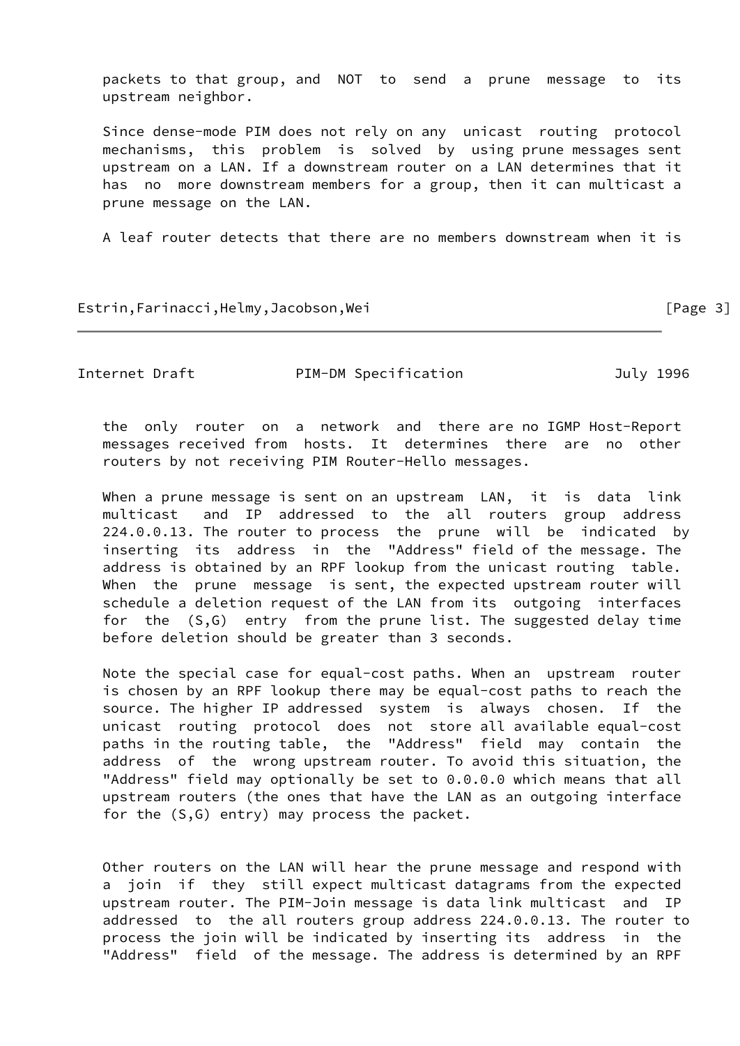packets to that group, and NOT to send a prune message to its upstream neighbor.

Since dense-mode PIM does not rely on any unicast routing protocol mechanisms, this problem is solved by using prune messages sent upstream on a LAN. If a downstream router on a LAN determines that it has no more downstream members for a group, then it can multicast a prune message on the LAN.

A leaf router detects that there are no members downstream when it is the only router on a network and there are no IGMP Host-Report messages received from hosts. It determines there are no other routers by not receiving PIM Router-Hello messages.

When a prune message is sent on an upstream LAN, it is data link multicast and IP addressed to the all routers group address 224.0.0.13. The router to process the prune will be indicated by inserting its address in the "Address" field of the message. The address is obtained by an RPF lookup from the unicast routing table. When the prune message is sent, the expected upstream router will schedule a deletion request of the LAN from its outgoing interfaces for the (S,G) entry from the prune list. The suggested delay time before deletion should be greater than 3 seconds.

Note the special case for equal-cost paths. When an upstream router is chosen by an RPF lookup there may be equal-cost paths to reach the source. The higher IP addressed system is always chosen. If the unicast routing protocol does not store all available equal-cost paths in the routing table, the "Address" field may contain the address of the wrong upstream router. To avoid this situation, the "Address" field may optionally be set to 0.0.0.0 which means that all upstream routers (the ones that have the LAN as an outgoing interface for the (S,G) entry) may process the packet.

Other routers on the LAN will hear the prune message and respond with a join if they still expect multicast datagrams from the expected upstream router. The PIM-Join message is data link multicast and IP addressed to the all routers group address 224.0.0.13. The router to process the join will be indicated by inserting its address in the "Address" field of the message. The address is determined by an RPF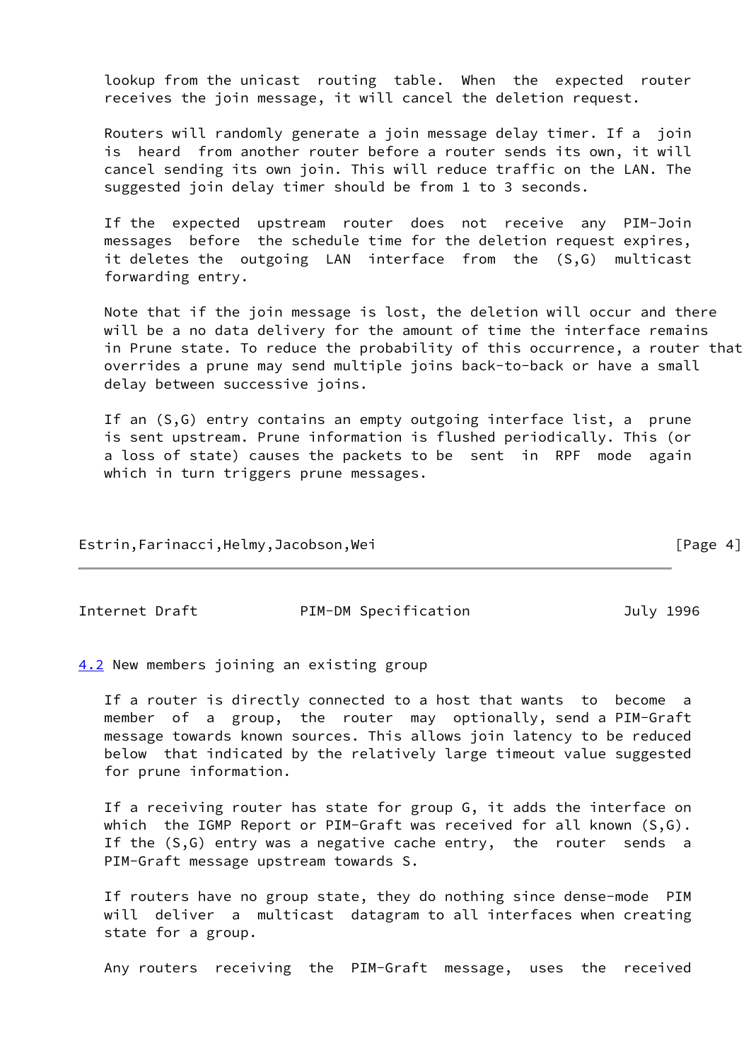lookup from the unicast routing table. When the expected router receives the join message, it will cancel the deletion request.

Routers will randomly generate a join message delay timer. If a join is heard from another router before a router sends its own, it will cancel sending its own join. This will reduce traffic on the LAN. The suggested join delay timer should be from 1 to 3 seconds.

If the expected upstream router does not receive any PIM-Join messages before the schedule time for the deletion request expires, it deletes the outgoing LAN interface from the (S,G) multicast forwarding entry.

Note that if the join message is lost, the deletion will occur and there will be a no data delivery for the amount of time the interface remains in Prune state. To reduce the probability of this occurrence, a router that overrides a prune may send multiple joins back-to-back or have a small delay between successive joins.

If an (S,G) entry contains an empty outgoing interface list, a prune is sent upstream. Prune information is flushed periodically. This (or a loss of state) causes the packets to be sent in RPF mode again which in turn triggers prune messages.

### 4.2 New members joining an existing group

If a router is directly connected to a host that wants to become a member of a group, the router may optionally, send a PIM-Graft message towards known sources. This allows join latency to be reduced below that indicated by the relatively large timeout value suggested for prune information.

If a receiving router has state for group G, it adds the interface on which the IGMP Report or PIM-Graft was received for all known (S,G). If the (S,G) entry was a negative cache entry, the router sends a PIM-Graft message upstream towards S.

If routers have no group state, they do nothing since dense-mode PIM will deliver a multicast datagram to all interfaces when creating state for a group.

Any routers receiving the PIM-Graft message, uses the received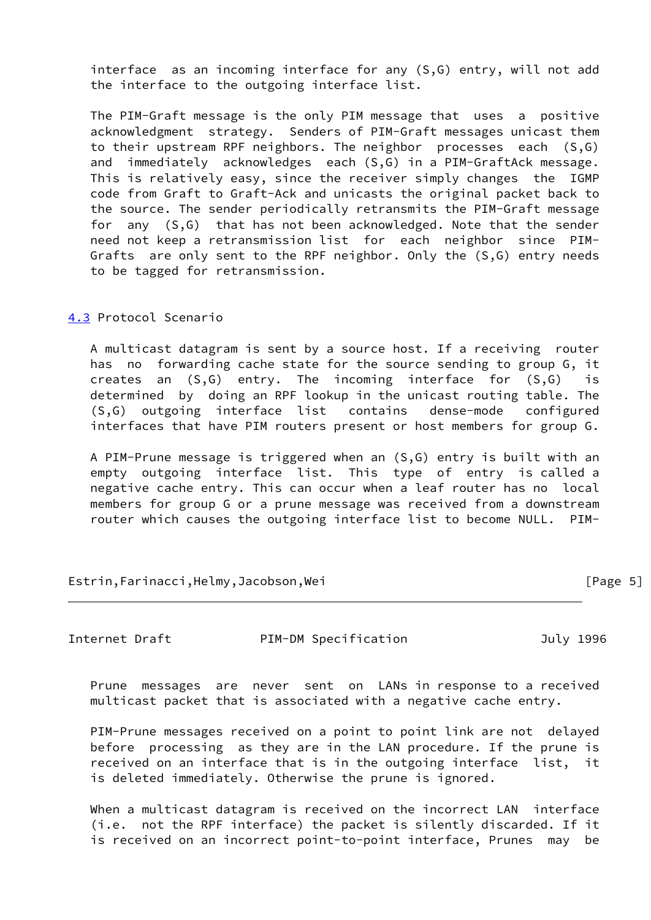interface as an incoming interface for any (S,G) entry, will not add the interface to the outgoing interface list.

The PIM-Graft message is the only PIM message that uses a positive acknowledgment strategy. Senders of PIM-Graft messages unicast them to their upstream RPF neighbors. The neighbor processes each (S,G) and immediately acknowledges each (S,G) in a PIM-GraftAck message. This is relatively easy, since the receiver simply changes the IGMP code from Graft to Graft-Ack and unicasts the original packet back to the source. The sender periodically retransmits the PIM-Graft message for any (S,G) that has not been acknowledged. Note that the sender need not keep a retransmission list for each neighbor since PIM-Grafts are only sent to the RPF neighbor. Only the (S,G) entry needs to be tagged for retransmission.

## 4.3 Protocol Scenario

A multicast datagram is sent by a source host. If a receiving router has no forwarding cache state for the source sending to group G, it creates an (S,G) entry. The incoming interface for (S,G) is determined by doing an RPF lookup in the unicast routing table. The (S,G) outgoing interface list contains dense-mode configured interfaces that have PIM routers present or host members for group G.

A PIM-Prune message is triggered when an (S,G) entry is built with an empty outgoing interface list. This type of entry is called a negative cache entry. This can occur when a leaf router has no local members for group G or a prune message was received from a downstream router which causes the outgoing interface list to become NULL. PIM-Prune messages are never sent on LANs in response to a received multicast packet that is associated with a negative cache entry.

PIM-Prune messages received on a point to point link are not delayed before processing as they are in the LAN procedure. If the prune is received on an interface that is in the outgoing interface list, it is deleted immediately. Otherwise the prune is ignored.

When a multicast datagram is received on the incorrect LAN interface (i.e. not the RPF interface) the packet is silently discarded. If it is received on an incorrect point-to-point interface, Prunes may be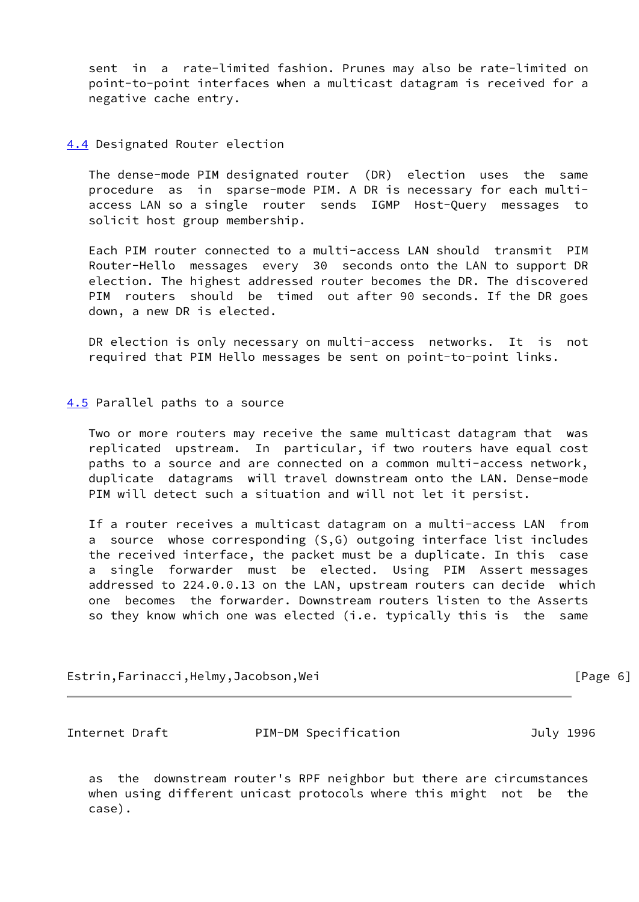sent in a rate-limited fashion. Prunes may also be rate-limited on point-to-point interfaces when a multicast datagram is received for a negative cache entry.

## 4.4 Designated Router election

The dense-mode PIM designated router (DR) election uses the same procedure as in sparse-mode PIM. A DR is necessary for each multi-access LAN so a single router sends IGMP Host-Query messages to solicit host group membership.

Each PIM router connected to a multi-access LAN should transmit PIM Router-Hello messages every 30 seconds onto the LAN to support DR election. The highest addressed router becomes the DR. The discovered PIM routers should be timed out after 90 seconds. If the DR goes down, a new DR is elected.

DR election is only necessary on multi-access networks. It is not required that PIM Hello messages be sent on point-to-point links.

## 4.5 Parallel paths to a source

Two or more routers may receive the same multicast datagram that was replicated upstream. In particular, if two routers have equal cost paths to a source and are connected on a common multi-access network, duplicate datagrams will travel downstream onto the LAN. Dense-mode PIM will detect such a situation and will not let it persist.

If a router receives a multicast datagram on a multi-access LAN from a source whose corresponding (S,G) outgoing interface list includes the received interface, the packet must be a duplicate. In this case a single forwarder must be elected. Using PIM Assert messages addressed to 224.0.0.13 on the LAN, upstream routers can decide which one becomes the forwarder. Downstream routers listen to the Asserts so they know which one was elected (i.e. typically this is the same as the downstream router's RPF neighbor but there are circumstances when using different unicast protocols where this might not be the case).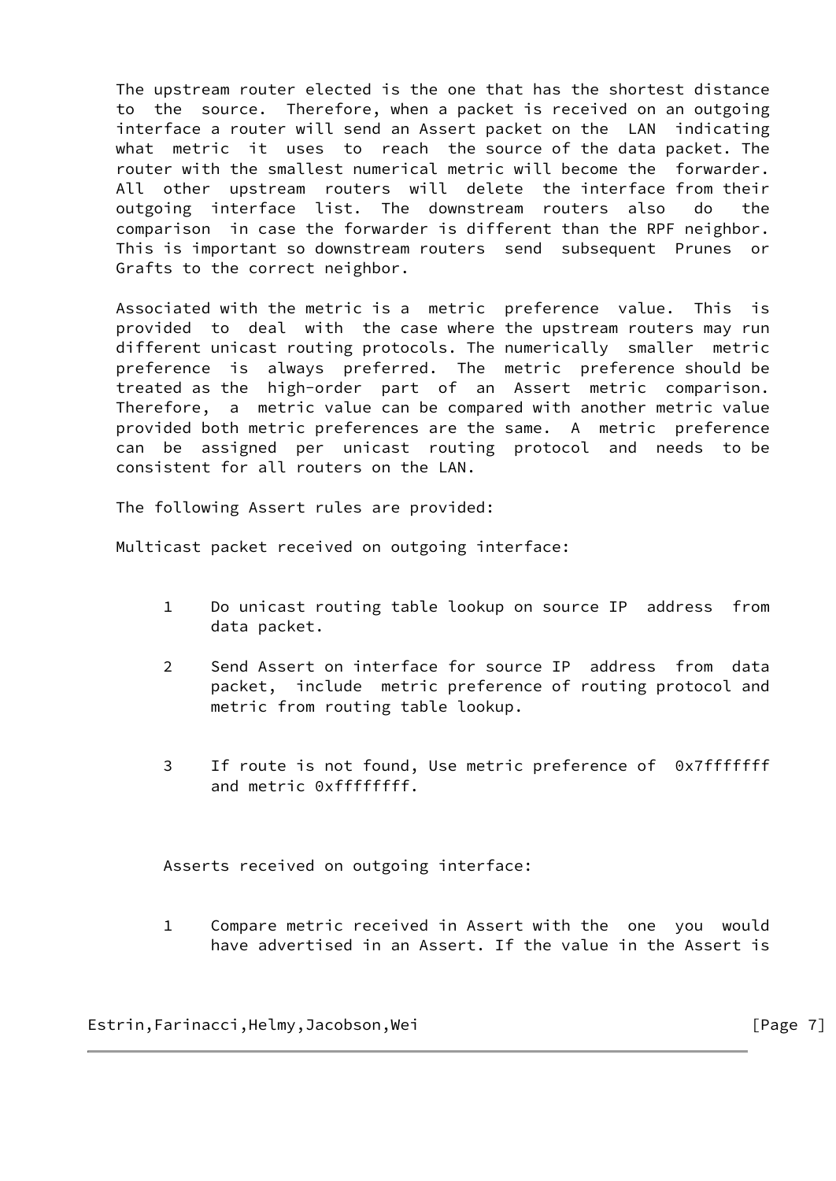The upstream router elected is the one that has the shortest distance to the source. Therefore, when a packet is received on an outgoing interface a router will send an Assert packet on the LAN indicating what metric it uses to reach the source of the data packet. The router with the smallest numerical metric will become the forwarder. All other upstream routers will delete the interface from their outgoing interface list. The downstream routers also do the comparison in case the forwarder is different than the RPF neighbor. This is important so downstream routers send subsequent Prunes or Grafts to the correct neighbor.

Associated with the metric is a metric preference value. This is provided to deal with the case where the upstream routers may run different unicast routing protocols. The numerically smaller metric preference is always preferred. The metric preference should be treated as the high-order part of an Assert metric comparison. Therefore, a metric value can be compared with another metric value provided both metric preferences are the same. A metric preference can be assigned per unicast routing protocol and needs to be consistent for all routers on the LAN.

The following Assert rules are provided:

Multicast packet received on outgoing interface:

1. Do unicast routing table lookup on source IP address from data packet.

2. Send Assert on interface for source IP address from data packet, include metric preference of routing protocol and metric from routing table lookup.

3. If route is not found, Use metric preference of 0x7fffffff and metric 0xffffffff.

Asserts received on outgoing interface:

1. Compare metric received in Assert with the one you would have advertised in an Assert. If the value in the Assert is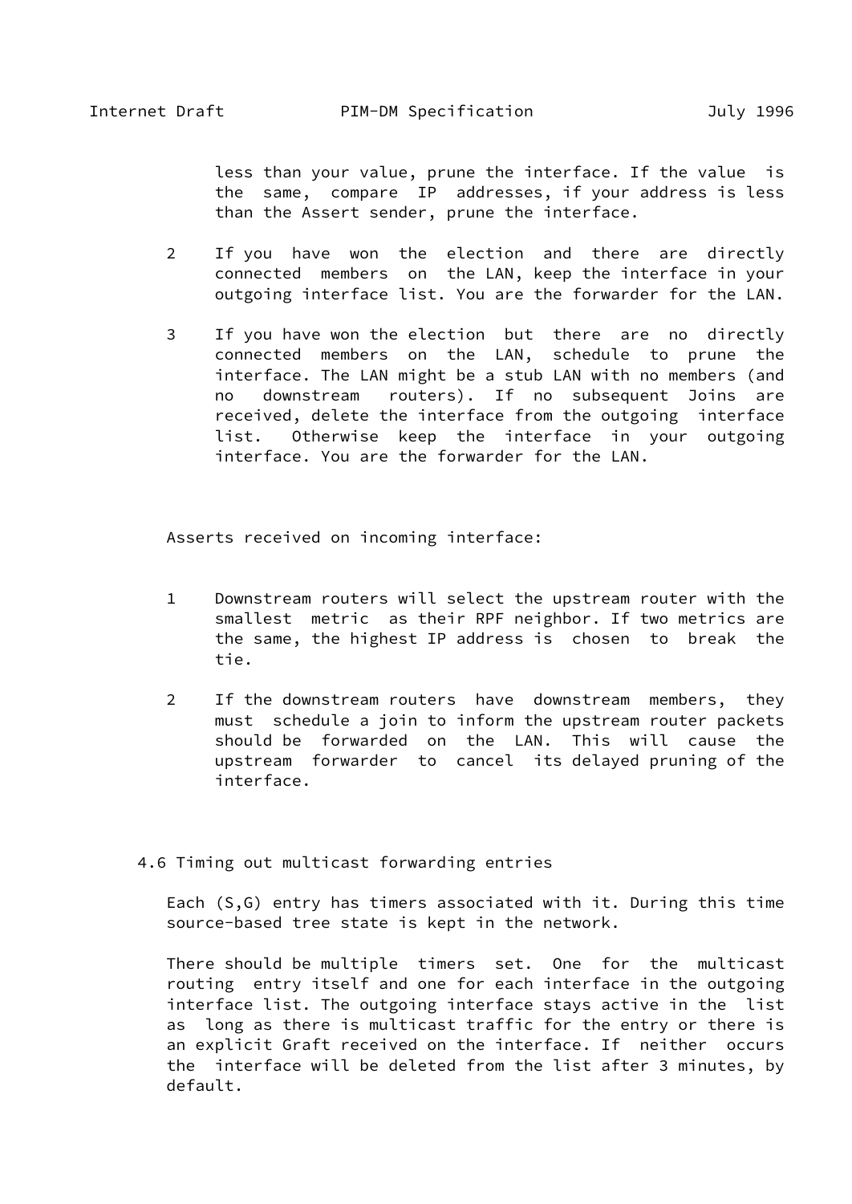less than your value, prune the interface. If the value is the same, compare IP addresses, if your address is less than the Assert sender, prune the interface.

2. If you have won the election and there are directly connected members on the LAN, keep the interface in your outgoing interface list. You are the forwarder for the LAN.

3. If you have won the election but there are no directly connected members on the LAN, schedule to prune the interface. The LAN might be a stub LAN with no members (and no downstream routers). If no subsequent Joins are received, delete the interface from the outgoing interface list. Otherwise keep the interface in your outgoing interface. You are the forwarder for the LAN.

Asserts received on incoming interface:

1. Downstream routers will select the upstream router with the smallest metric as their RPF neighbor. If two metrics are the same, the highest IP address is chosen to break the tie.

2. If the downstream routers have downstream members, they must schedule a join to inform the upstream router packets should be forwarded on the LAN. This will cause the upstream forwarder to cancel its delayed pruning of the interface.

### 4.6 Timing out multicast forwarding entries

Each (S,G) entry has timers associated with it. During this time source-based tree state is kept in the network.

There should be multiple timers set. One for the multicast routing entry itself and one for each interface in the outgoing interface list. The outgoing interface stays active in the list as long as there is multicast traffic for the entry or there is an explicit Graft received on the interface. If neither occurs the interface will be deleted from the list after 3 minutes, by default.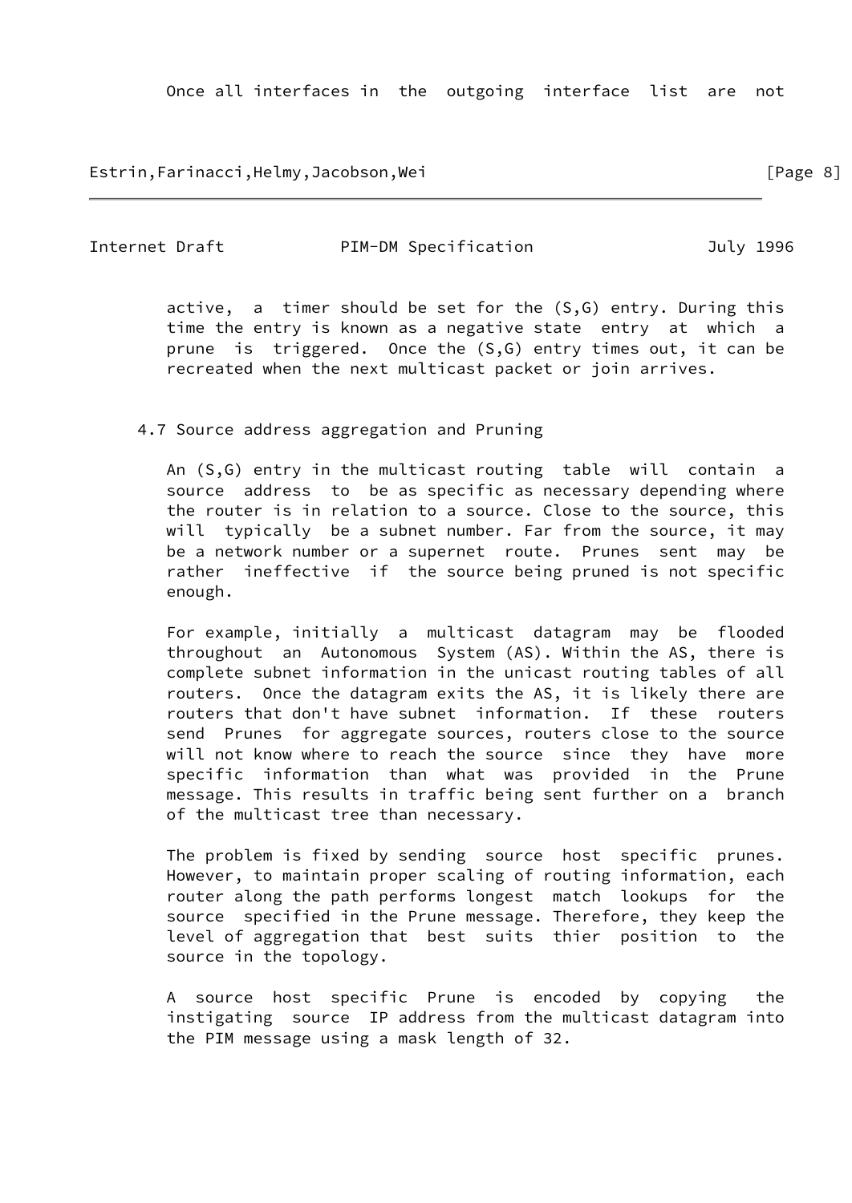Once all interfaces in the outgoing interface list are not active, a timer should be set for the (S,G) entry. During this time the entry is known as a negative state entry at which a prune is triggered. Once the (S,G) entry times out, it can be recreated when the next multicast packet or join arrives.

### 4.7 Source address aggregation and Pruning

An (S,G) entry in the multicast routing table will contain a source address to be as specific as necessary depending where the router is in relation to a source. Close to the source, this will typically be a subnet number. Far from the source, it may be a network number or a supernet route. Prunes sent may be rather ineffective if the source being pruned is not specific enough.

For example, initially a multicast datagram may be flooded throughout an Autonomous System (AS). Within the AS, there is complete subnet information in the unicast routing tables of all routers. Once the datagram exits the AS, it is likely there are routers that don't have subnet information. If these routers send Prunes for aggregate sources, routers close to the source will not know where to reach the source since they have more specific information than what was provided in the Prune message. This results in traffic being sent further on a branch of the multicast tree than necessary.

The problem is fixed by sending source host specific prunes. However, to maintain proper scaling of routing information, each router along the path performs longest match lookups for the source specified in the Prune message. Therefore, they keep the level of aggregation that best suits thier position to the source in the topology.

A source host specific Prune is encoded by copying the instigating source IP address from the multicast datagram into the PIM message using a mask length of 32.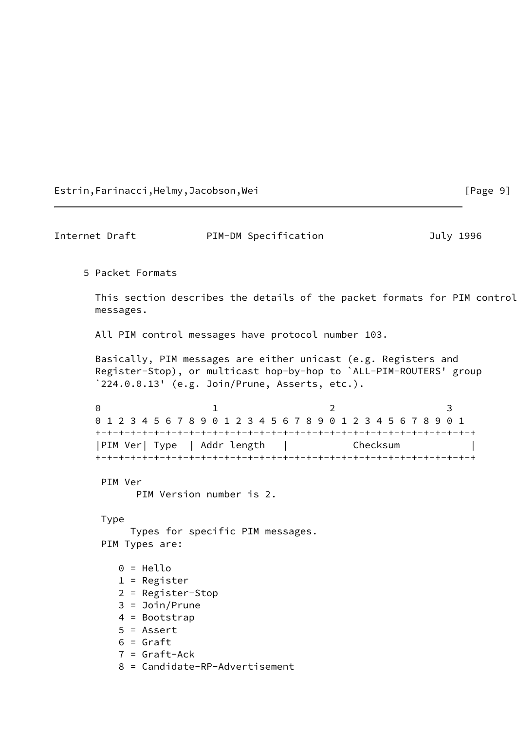## 5 Packet Formats

This section describes the details of the packet formats for PIM control messages.

All PIM control messages have protocol number 103.

Basically, PIM messages are either unicast (e.g. Registers and Register-Stop), or multicast hop-by-hop to `ALL-PIM-ROUTERS' group `224.0.0.13' (e.g. Join/Prune, Asserts, etc.).

```
 0                   1                   2                   3
 0 1 2 3 4 5 6 7 8 9 0 1 2 3 4 5 6 7 8 9 0 1 2 3 4 5 6 7 8 9 0 1
+-+-+-+-+-+-+-+-+-+-+-+-+-+-+-+-+-+-+-+-+-+-+-+-+-+-+-+-+-+-+-+-+
|PIM Ver| Type  | Addr length   |           Checksum            |
+-+-+-+-+-+-+-+-+-+-+-+-+-+-+-+-+-+-+-+-+-+-+-+-+-+-+-+-+-+-+-+-+
```

PIM Ver
  PIM Version number is 2.

Type
  Types for specific PIM messages.

PIM Types are:

- 0 = Hello
- 1 = Register
- 2 = Register-Stop
- 3 = Join/Prune
- 4 = Bootstrap
- 5 = Assert
- 6 = Graft
- 7 = Graft-Ack
- 8 = Candidate-RP-Advertisement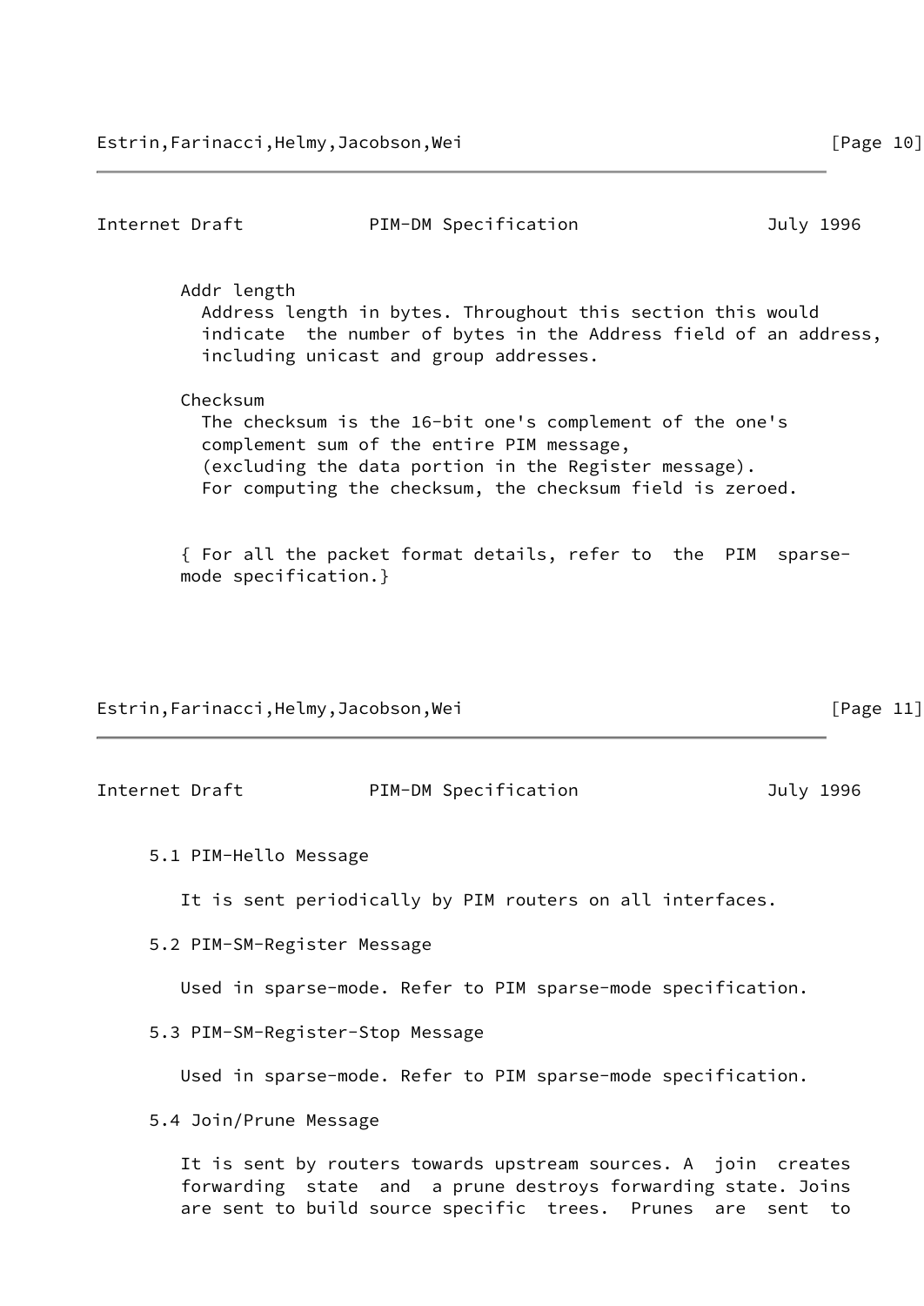Addr length
Address length in bytes. Throughout this section this would indicate the number of bytes in the Address field of an address, including unicast and group addresses.

Checksum
The checksum is the 16-bit one's complement of the one's complement sum of the entire PIM message, (excluding the data portion in the Register message). For computing the checksum, the checksum field is zeroed.

{ For all the packet format details, refer to the PIM sparse-mode specification.}

### 5.1 PIM-Hello Message

It is sent periodically by PIM routers on all interfaces.

### 5.2 PIM-SM-Register Message

Used in sparse-mode. Refer to PIM sparse-mode specification.

### 5.3 PIM-SM-Register-Stop Message

Used in sparse-mode. Refer to PIM sparse-mode specification.

### 5.4 Join/Prune Message

It is sent by routers towards upstream sources. A join creates forwarding state and a prune destroys forwarding state. Joins are sent to build source specific trees. Prunes are sent to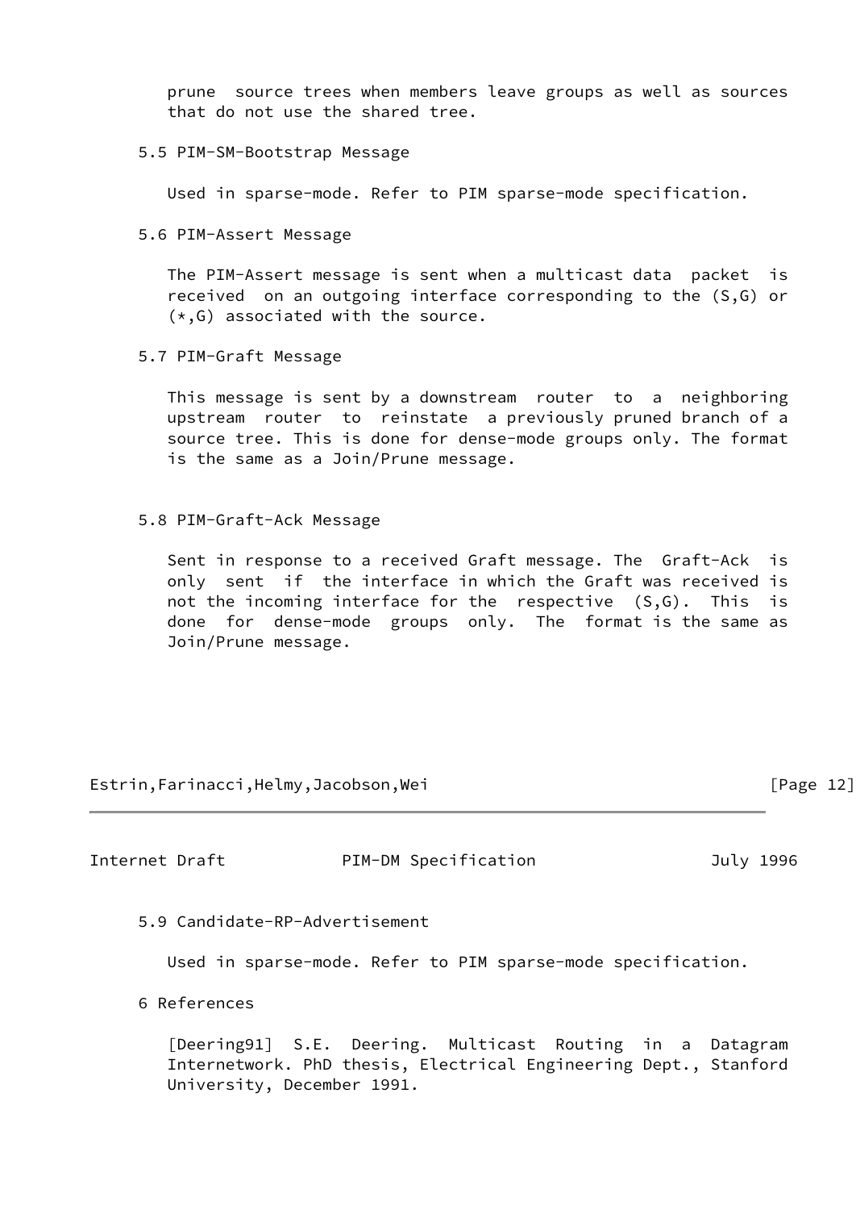prune source trees when members leave groups as well as sources that do not use the shared tree.

### 5.5 PIM-SM-Bootstrap Message

Used in sparse-mode. Refer to PIM sparse-mode specification.

### 5.6 PIM-Assert Message

The PIM-Assert message is sent when a multicast data packet is received on an outgoing interface corresponding to the (S,G) or (*,G) associated with the source.

### 5.7 PIM-Graft Message

This message is sent by a downstream router to a neighboring upstream router to reinstate a previously pruned branch of a source tree. This is done for dense-mode groups only. The format is the same as a Join/Prune message.

### 5.8 PIM-Graft-Ack Message

Sent in response to a received Graft message. The Graft-Ack is only sent if the interface in which the Graft was received is not the incoming interface for the respective (S,G). This is done for dense-mode groups only. The format is the same as Join/Prune message.

### 5.9 Candidate-RP-Advertisement

Used in sparse-mode. Refer to PIM sparse-mode specification.

## 6 References

[Deering91] S.E. Deering. Multicast Routing in a Datagram Internetwork. PhD thesis, Electrical Engineering Dept., Stanford University, December 1991.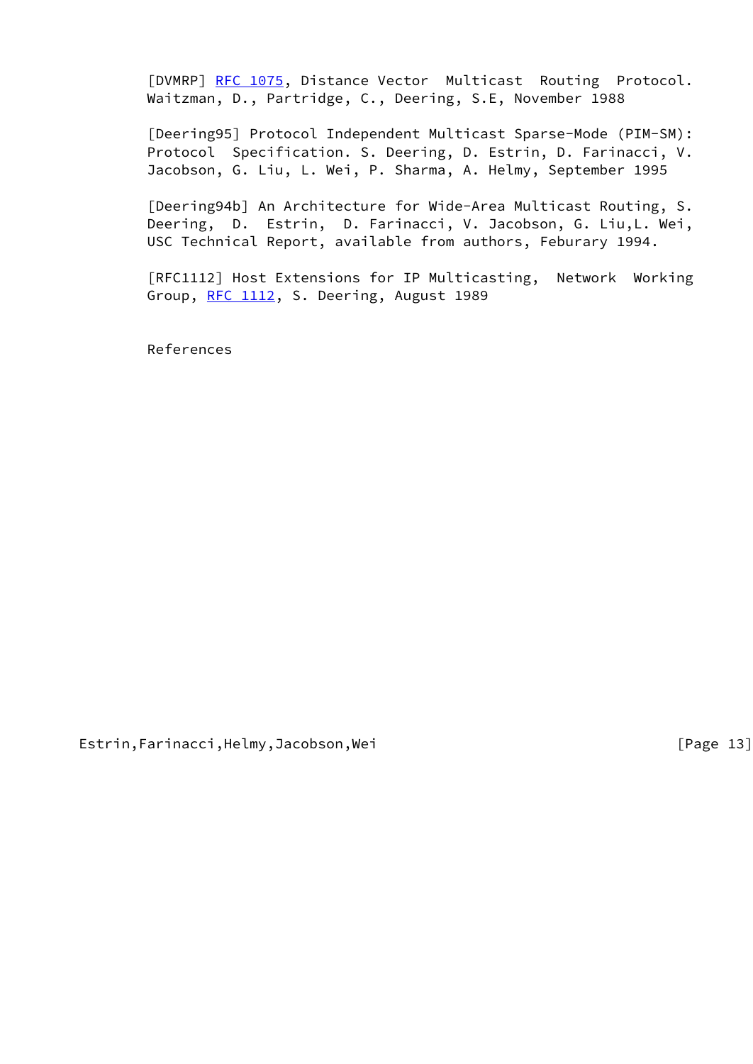[DVMRP] RFC 1075, Distance Vector Multicast Routing Protocol. Waitzman, D., Partridge, C., Deering, S.E, November 1988

[Deering95] Protocol Independent Multicast Sparse-Mode (PIM-SM): Protocol Specification. S. Deering, D. Estrin, D. Farinacci, V. Jacobson, G. Liu, L. Wei, P. Sharma, A. Helmy, September 1995

[Deering94b] An Architecture for Wide-Area Multicast Routing, S. Deering, D. Estrin, D. Farinacci, V. Jacobson, G. Liu,L. Wei, USC Technical Report, available from authors, Feburary 1994.

[RFC1112] Host Extensions for IP Multicasting, Network Working Group, RFC 1112, S. Deering, August 1989

References